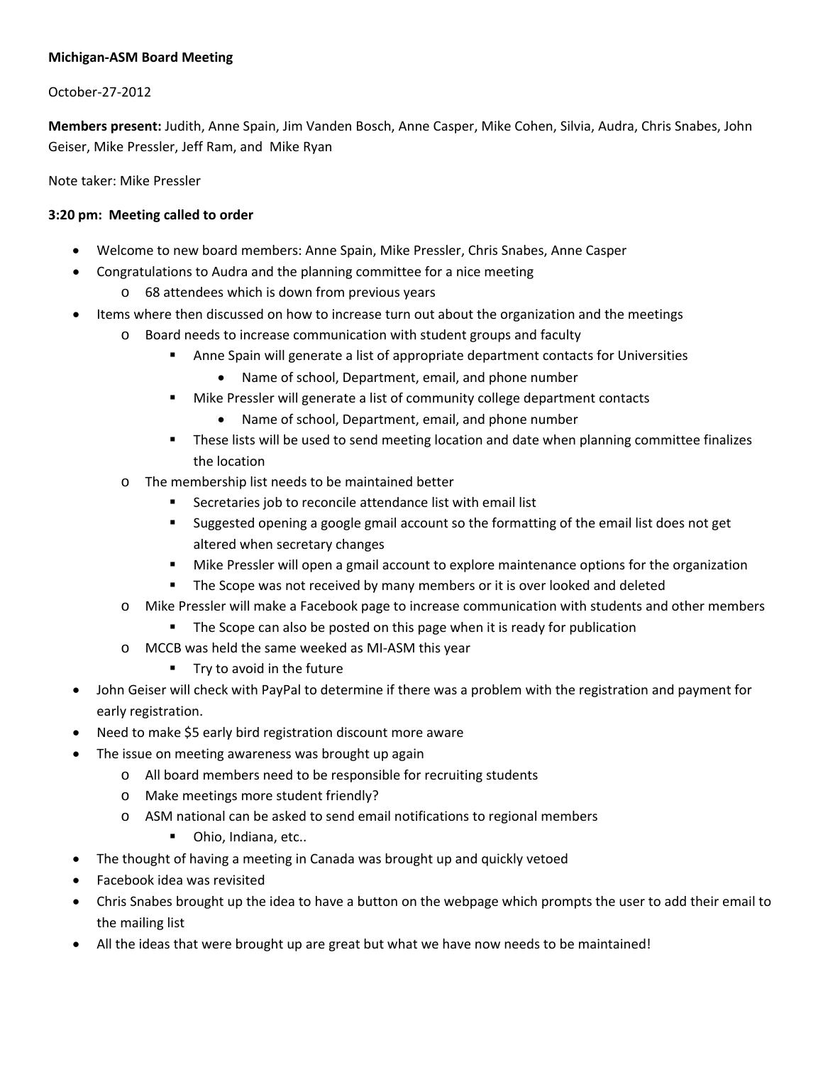**Michigan-ASM Board Meeting**

October-27-2012

**Members present:** Judith, Anne Spain, Jim Vanden Bosch, Anne Casper, Mike Cohen, Silvia, Audra, Chris Snabes, John Geiser, Mike Pressler, Jeff Ram, and Mike Ryan

Note taker: Mike Pressler

**3:20 pm: Meeting called to order**

- Welcome to new board members: Anne Spain, Mike Pressler, Chris Snabes, Anne Casper
- Congratulations to Audra and the planning committee for a nice meeting
    - 68 attendees which is down from previous years
- Items where then discussed on how to increase turn out about the organization and the meetings
    - Board needs to increase communication with student groups and faculty
        - Anne Spain will generate a list of appropriate department contacts for Universities
            - Name of school, Department, email, and phone number
        - Mike Pressler will generate a list of community college department contacts
            - Name of school, Department, email, and phone number
        - These lists will be used to send meeting location and date when planning committee finalizes the location
    - The membership list needs to be maintained better
        - Secretaries job to reconcile attendance list with email list
        - Suggested opening a google gmail account so the formatting of the email list does not get altered when secretary changes
        - Mike Pressler will open a gmail account to explore maintenance options for the organization
        - The Scope was not received by many members or it is over looked and deleted
    - Mike Pressler will make a Facebook page to increase communication with students and other members
        - The Scope can also be posted on this page when it is ready for publication
    - MCCB was held the same weeked as MI-ASM this year
        - Try to avoid in the future
- John Geiser will check with PayPal to determine if there was a problem with the registration and payment for early registration.
- Need to make $5 early bird registration discount more aware
- The issue on meeting awareness was brought up again
    - All board members need to be responsible for recruiting students
    - Make meetings more student friendly?
    - ASM national can be asked to send email notifications to regional members
        - Ohio, Indiana, etc..
- The thought of having a meeting in Canada was brought up and quickly vetoed
- Facebook idea was revisited
- Chris Snabes brought up the idea to have a button on the webpage which prompts the user to add their email to the mailing list
- All the ideas that were brought up are great but what we have now needs to be maintained!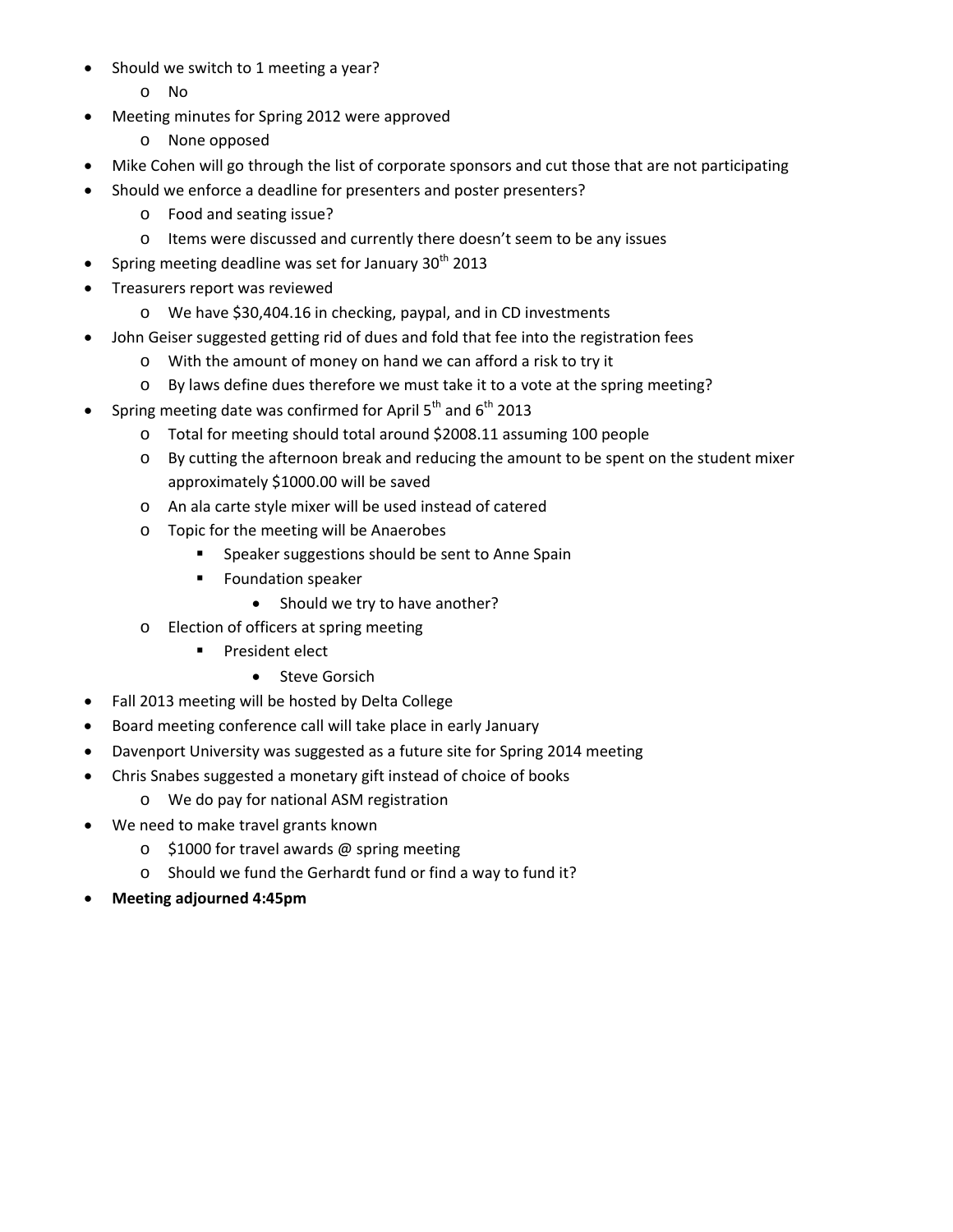- Should we switch to 1 meeting a year?
  - No
- Meeting minutes for Spring 2012 were approved
  - None opposed
- Mike Cohen will go through the list of corporate sponsors and cut those that are not participating
- Should we enforce a deadline for presenters and poster presenters?
  - Food and seating issue?
  - Items were discussed and currently there doesn't seem to be any issues
- Spring meeting deadline was set for January 30th 2013
- Treasurers report was reviewed
  - We have $30,404.16 in checking, paypal, and in CD investments
- John Geiser suggested getting rid of dues and fold that fee into the registration fees
  - With the amount of money on hand we can afford a risk to try it
  - By laws define dues therefore we must take it to a vote at the spring meeting?
- Spring meeting date was confirmed for April 5th and 6th 2013
  - Total for meeting should total around $2008.11 assuming 100 people
  - By cutting the afternoon break and reducing the amount to be spent on the student mixer approximately $1000.00 will be saved
  - An ala carte style mixer will be used instead of catered
  - Topic for the meeting will be Anaerobes
    - Speaker suggestions should be sent to Anne Spain
    - Foundation speaker
      - Should we try to have another?
  - Election of officers at spring meeting
    - President elect
      - Steve Gorsich
- Fall 2013 meeting will be hosted by Delta College
- Board meeting conference call will take place in early January
- Davenport University was suggested as a future site for Spring 2014 meeting
- Chris Snabes suggested a monetary gift instead of choice of books
  - We do pay for national ASM registration
- We need to make travel grants known
  - $1000 for travel awards @ spring meeting
  - Should we fund the Gerhardt fund or find a way to fund it?
- **Meeting adjourned 4:45pm**